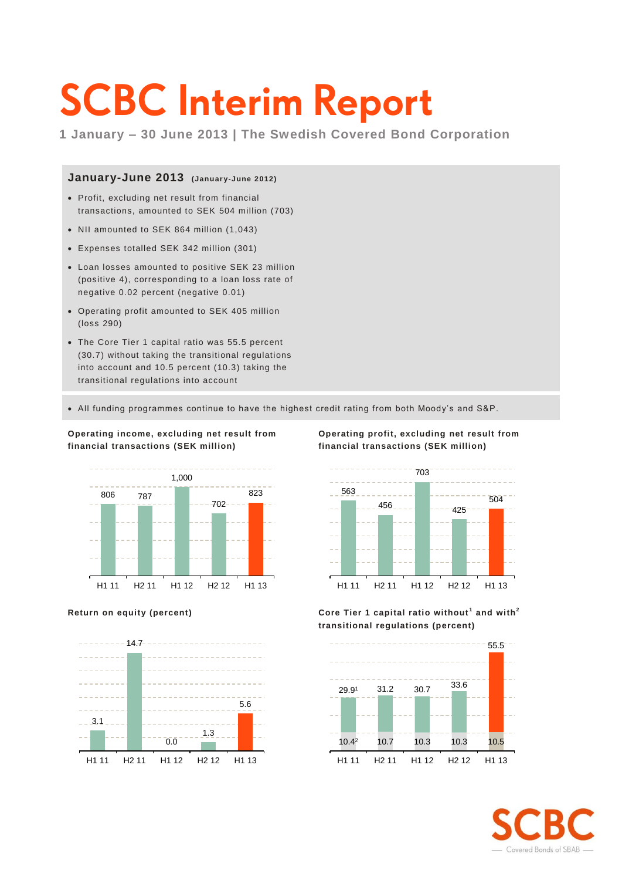# SCBC Interim Report

**1 January – 30 June 2013 | The Swedish Covered Bond Corporation**

## January-June 2013 (January-June 2012)

- Profit, excluding net result from financial transactions, amounted to SEK 504 million (703)
- NII amounted to SEK 864 million (1,043)
- Expenses totalled SEK 342 million (301)
- Loan losses amounted to positive SEK 23 million (positive 4), corresponding to a loan loss rate of negative 0.02 percent (negative 0.01)
- Operating profit amounted to SEK 405 million (loss 290)
- The Core Tier 1 capital ratio was 55.5 percent (30.7) without taking the transitional regulations into account and 10.5 percent (10.3) taking the transitional regulations into account

- All funding programmes continue to have the highest credit rating from both Moody's and S&P.

**Operating income, excluding net result from financial transactions (SEK million)**

| H1 11 | H2 11 | H1 12 | H2 12 | H1 13 |
|---|---|---|---|---|
| 806 | 787 | 1,000 | 702 | 823 |

**Operating profit, excluding net result from financial transactions (SEK million)**

| H1 11 | H2 11 | H1 12 | H2 12 | H1 13 |
|---|---|---|---|---|
| 563 | 456 | 703 | 425 | 504 |

**Return on equity (percent)**

| H1 11 | H2 11 | H1 12 | H2 12 | H1 13 |
|---|---|---|---|---|
| 3.1 | 14.7 | 0.0 | 1.3 | 5.6 |

**Core Tier 1 capital ratio without[1] and with[2] transitional regulations (percent)**

| | H1 11 | H2 11 | H1 12 | H2 12 | H1 13 |
|---|---|---|---|---|---|
| Without transitional regulations[1] | 29.9 | 31.2 | 30.7 | 33.6 | 55.5 |
| With transitional regulations[2] | 10.4 | 10.7 | 10.3 | 10.3 | 10.5 |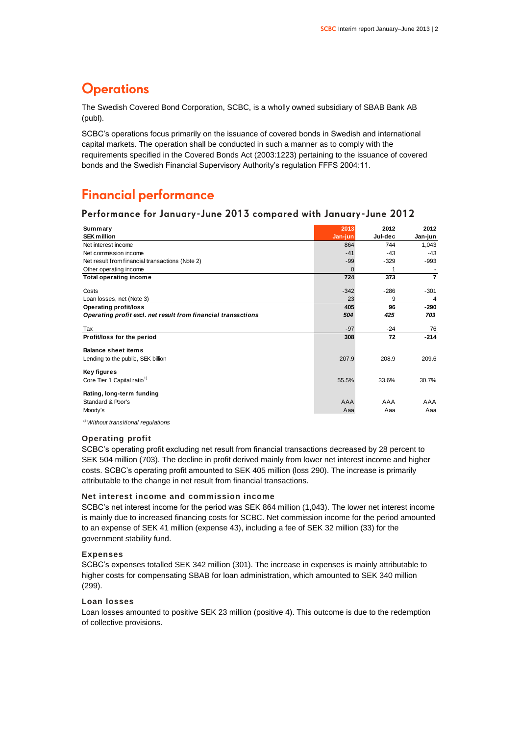# Operations

The Swedish Covered Bond Corporation, SCBC, is a wholly owned subsidiary of SBAB Bank AB (publ).

SCBC's operations focus primarily on the issuance of covered bonds in Swedish and international capital markets. The operation shall be conducted in such a manner as to comply with the requirements specified in the Covered Bonds Act (2003:1223) pertaining to the issuance of covered bonds and the Swedish Financial Supervisory Authority's regulation FFFS 2004:11.

# Financial performance

## Performance for January-June 2013 compared with January-June 2012

| Summary<br>SEK million | 2013<br>Jan-jun | 2012<br>Jul-dec | 2012<br>Jan-jun |
|---|---|---|---|
| Net interest income | 864 | 744 | 1,043 |
| Net commission income | -41 | -43 | -43 |
| Net result from financial transactions (Note 2) | -99 | -329 | -993 |
| Other operating income | 0 | 1 | - |
| **Total operating income** | **724** | **373** | **7** |
| Costs | -342 | -286 | -301 |
| Loan losses, net (Note 3) | 23 | 9 | 4 |
| **Operating profit/loss** | **405** | **96** | **-290** |
| ***Operating profit excl. net result from financial transactions*** | ***504*** | ***425*** | ***703*** |
| Tax | -97 | -24 | 76 |
| **Profit/loss for the period** | **308** | **72** | **-214** |
| **Balance sheet items** | | | |
| Lending to the public, SEK billion | 207.9 | 208.9 | 209.6 |
| **Key figures** | | | |
| Core Tier 1 Capital ratio[1)] | 55.5% | 33.6% | 30.7% |
| **Rating, long-term funding** | | | |
| Standard & Poor's | AAA | AAA | AAA |
| Moody's | Aaa | Aaa | Aaa |

*[1)] Without transitional regulations*

### Operating profit

SCBC's operating profit excluding net result from financial transactions decreased by 28 percent to SEK 504 million (703). The decline in profit derived mainly from lower net interest income and higher costs. SCBC's operating profit amounted to SEK 405 million (loss 290). The increase is primarily attributable to the change in net result from financial transactions.

### Net interest income and commission income

SCBC's net interest income for the period was SEK 864 million (1,043). The lower net interest income is mainly due to increased financing costs for SCBC. Net commission income for the period amounted to an expense of SEK 41 million (expense 43), including a fee of SEK 32 million (33) for the government stability fund.

### Expenses

SCBC's expenses totalled SEK 342 million (301). The increase in expenses is mainly attributable to higher costs for compensating SBAB for loan administration, which amounted to SEK 340 million (299).

### Loan losses

Loan losses amounted to positive SEK 23 million (positive 4). This outcome is due to the redemption of collective provisions.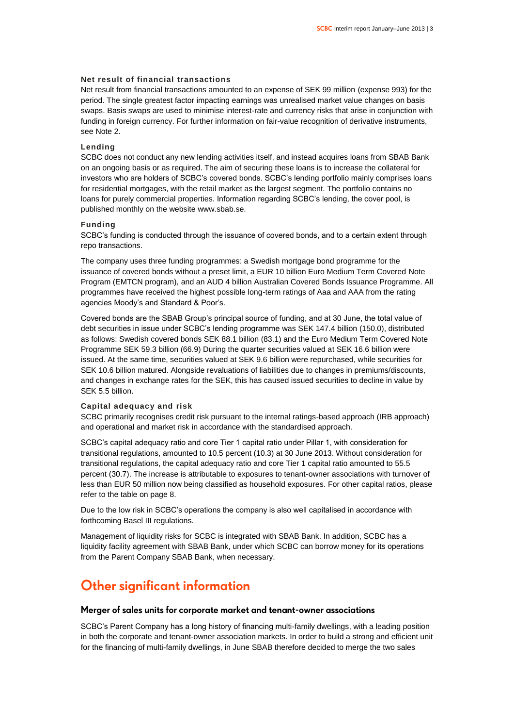### Net result of financial transactions

Net result from financial transactions amounted to an expense of SEK 99 million (expense 993) for the period. The single greatest factor impacting earnings was unrealised market value changes on basis swaps. Basis swaps are used to minimise interest-rate and currency risks that arise in conjunction with funding in foreign currency. For further information on fair-value recognition of derivative instruments, see Note 2.

### Lending

SCBC does not conduct any new lending activities itself, and instead acquires loans from SBAB Bank on an ongoing basis or as required. The aim of securing these loans is to increase the collateral for investors who are holders of SCBC's covered bonds. SCBC's lending portfolio mainly comprises loans for residential mortgages, with the retail market as the largest segment. The portfolio contains no loans for purely commercial properties. Information regarding SCBC's lending, the cover pool, is published monthly on the website www.sbab.se.

### Funding

SCBC's funding is conducted through the issuance of covered bonds, and to a certain extent through repo transactions.

The company uses three funding programmes: a Swedish mortgage bond programme for the issuance of covered bonds without a preset limit, a EUR 10 billion Euro Medium Term Covered Note Program (EMTCN program), and an AUD 4 billion Australian Covered Bonds Issuance Programme. All programmes have received the highest possible long-term ratings of Aaa and AAA from the rating agencies Moody's and Standard & Poor's.

Covered bonds are the SBAB Group's principal source of funding, and at 30 June, the total value of debt securities in issue under SCBC's lending programme was SEK 147.4 billion (150.0), distributed as follows: Swedish covered bonds SEK 88.1 billion (83.1) and the Euro Medium Term Covered Note Programme SEK 59.3 billion (66.9) During the quarter securities valued at SEK 16.6 billion were issued. At the same time, securities valued at SEK 9.6 billion were repurchased, while securities for SEK 10.6 billion matured. Alongside revaluations of liabilities due to changes in premiums/discounts, and changes in exchange rates for the SEK, this has caused issued securities to decline in value by SEK 5.5 billion.

### Capital adequacy and risk

SCBC primarily recognises credit risk pursuant to the internal ratings-based approach (IRB approach) and operational and market risk in accordance with the standardised approach.

SCBC's capital adequacy ratio and core Tier 1 capital ratio under Pillar 1, with consideration for transitional regulations, amounted to 10.5 percent (10.3) at 30 June 2013. Without consideration for transitional regulations, the capital adequacy ratio and core Tier 1 capital ratio amounted to 55.5 percent (30.7). The increase is attributable to exposures to tenant-owner associations with turnover of less than EUR 50 million now being classified as household exposures. For other capital ratios, please refer to the table on page 8.

Due to the low risk in SCBC's operations the company is also well capitalised in accordance with forthcoming Basel III regulations.

Management of liquidity risks for SCBC is integrated with SBAB Bank. In addition, SCBC has a liquidity facility agreement with SBAB Bank, under which SCBC can borrow money for its operations from the Parent Company SBAB Bank, when necessary.

# Other significant information

## Merger of sales units for corporate market and tenant-owner associations

SCBC's Parent Company has a long history of financing multi-family dwellings, with a leading position in both the corporate and tenant-owner association markets. In order to build a strong and efficient unit for the financing of multi-family dwellings, in June SBAB therefore decided to merge the two sales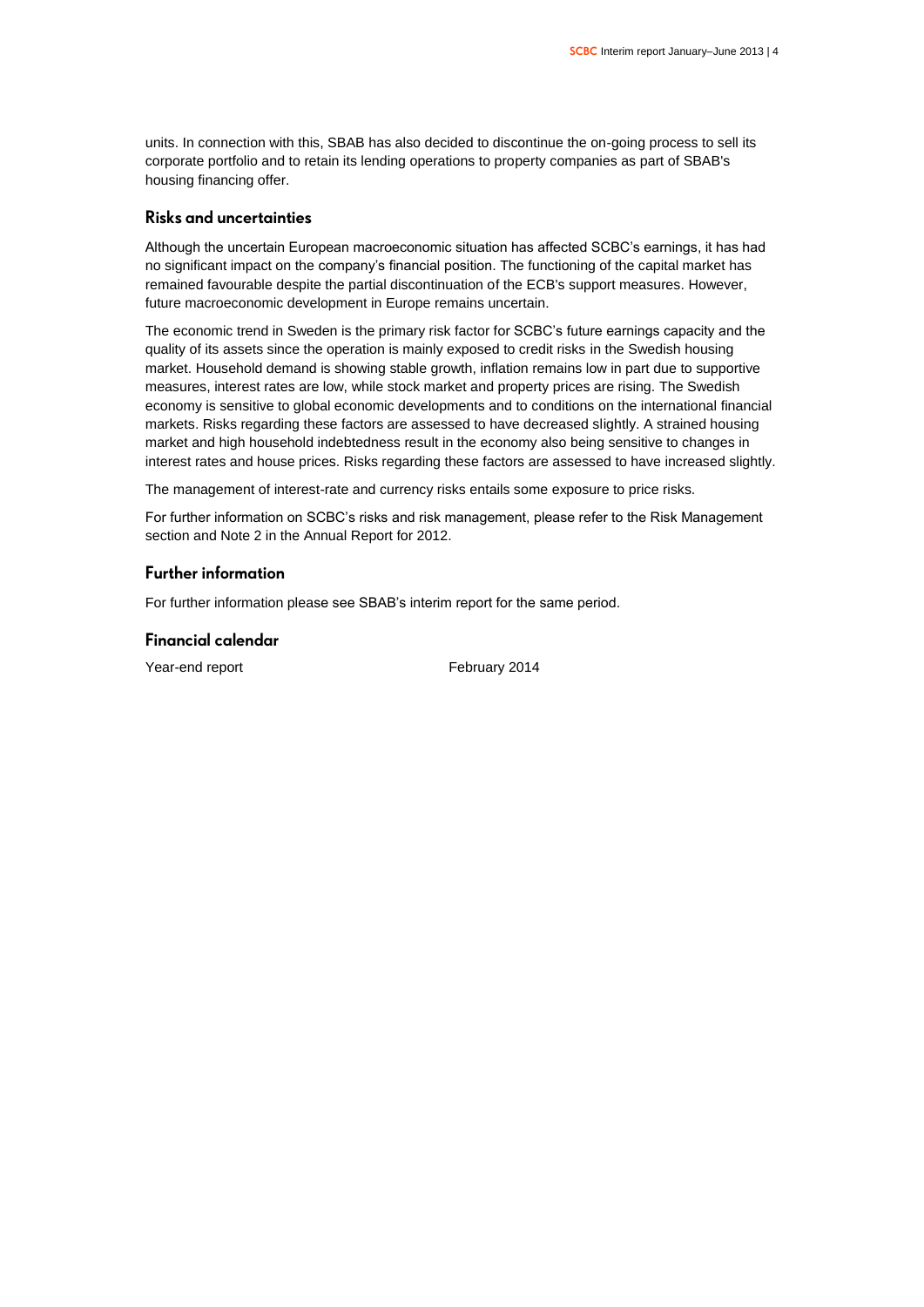units. In connection with this, SBAB has also decided to discontinue the on-going process to sell its corporate portfolio and to retain its lending operations to property companies as part of SBAB's housing financing offer.

## Risks and uncertainties

Although the uncertain European macroeconomic situation has affected SCBC's earnings, it has had no significant impact on the company's financial position. The functioning of the capital market has remained favourable despite the partial discontinuation of the ECB's support measures. However, future macroeconomic development in Europe remains uncertain.

The economic trend in Sweden is the primary risk factor for SCBC's future earnings capacity and the quality of its assets since the operation is mainly exposed to credit risks in the Swedish housing market. Household demand is showing stable growth, inflation remains low in part due to supportive measures, interest rates are low, while stock market and property prices are rising. The Swedish economy is sensitive to global economic developments and to conditions on the international financial markets. Risks regarding these factors are assessed to have decreased slightly. A strained housing market and high household indebtedness result in the economy also being sensitive to changes in interest rates and house prices. Risks regarding these factors are assessed to have increased slightly.

The management of interest-rate and currency risks entails some exposure to price risks.

For further information on SCBC's risks and risk management, please refer to the Risk Management section and Note 2 in the Annual Report for 2012.

## Further information

For further information please see SBAB's interim report for the same period.

## Financial calendar

| Year-end report | February 2014 |
|---|---|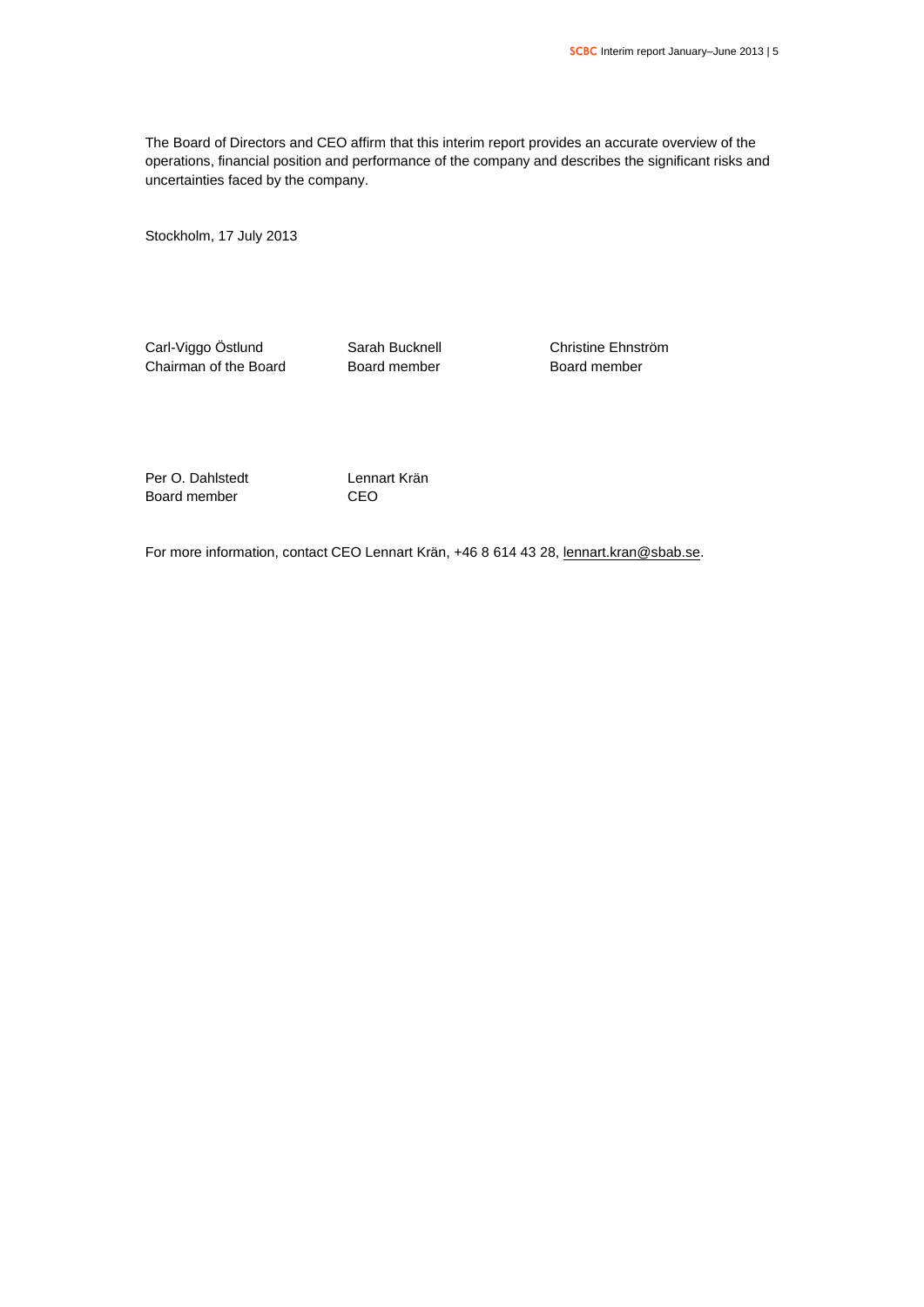The Board of Directors and CEO affirm that this interim report provides an accurate overview of the operations, financial position and performance of the company and describes the significant risks and uncertainties faced by the company.

Stockholm, 17 July 2013

| | | |
|---|---|---|
| Carl-Viggo Östlund<br>Chairman of the Board | Sarah Bucknell<br>Board member | Christine Ehnström<br>Board member |
| Per O. Dahlstedt<br>Board member | Lennart Krän<br>CEO | |

For more information, contact CEO Lennart Krän, +46 8 614 43 28, lennart.kran@sbab.se.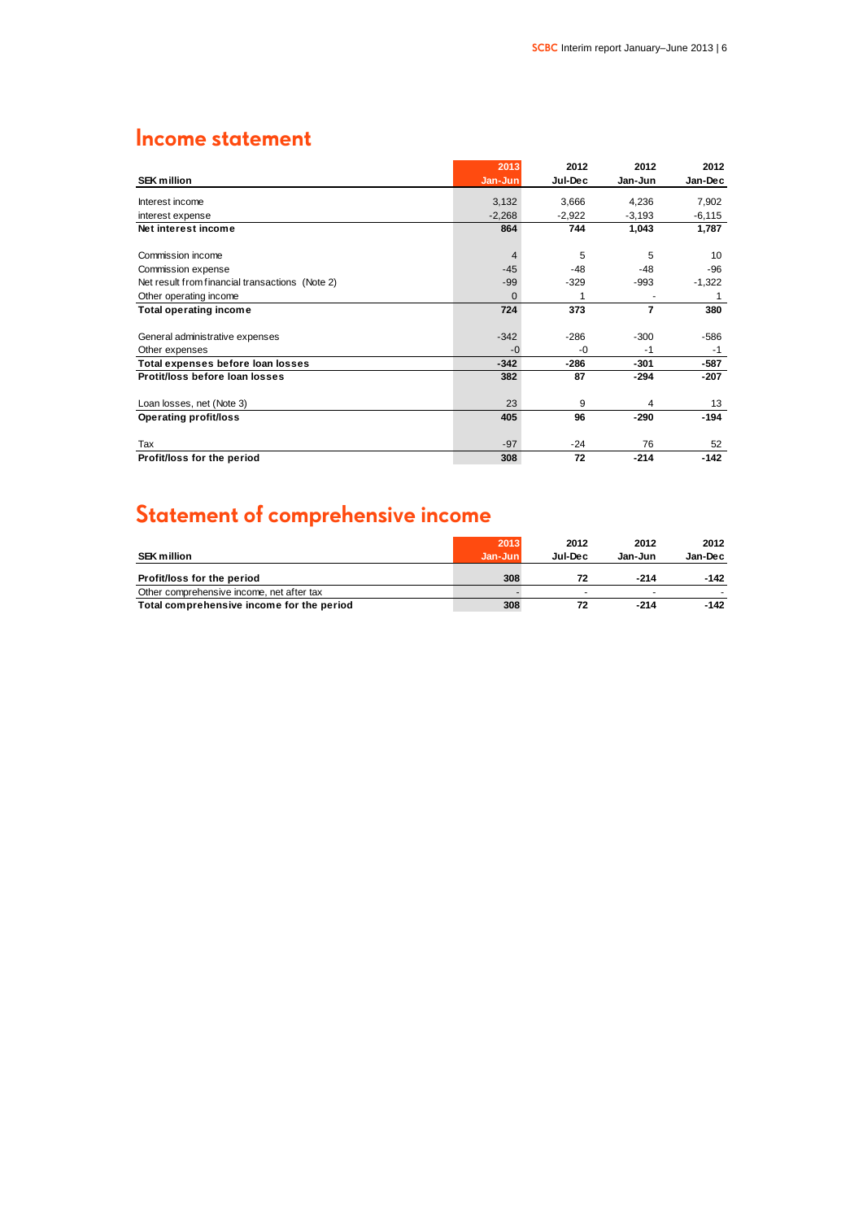## Income statement

| SEK million | 2013 Jan-Jun | 2012 Jul-Dec | 2012 Jan-Jun | 2012 Jan-Dec |
|---|---|---|---|---|
| Interest income | 3,132 | 3,666 | 4,236 | 7,902 |
| interest expense | -2,268 | -2,922 | -3,193 | -6,115 |
| **Net interest income** | **864** | **744** | **1,043** | **1,787** |
| | | | | |
| Commission income | 4 | 5 | 5 | 10 |
| Commission expense | -45 | -48 | -48 | -96 |
| Net result from financial transactions (Note 2) | -99 | -329 | -993 | -1,322 |
| Other operating income | 0 | 1 | - | 1 |
| **Total operating income** | **724** | **373** | **7** | **380** |
| | | | | |
| General administrative expenses | -342 | -286 | -300 | -586 |
| Other expenses | -0 | -0 | -1 | -1 |
| **Total expenses before loan losses** | **-342** | **-286** | **-301** | **-587** |
| **Protit/loss before loan losses** | **382** | **87** | **-294** | **-207** |
| | | | | |
| Loan losses, net (Note 3) | 23 | 9 | 4 | 13 |
| **Operating profit/loss** | **405** | **96** | **-290** | **-194** |
| | | | | |
| Tax | -97 | -24 | 76 | 52 |
| **Profit/loss for the period** | **308** | **72** | **-214** | **-142** |

## Statement of comprehensive income

| SEK million | 2013 Jan-Jun | 2012 Jul-Dec | 2012 Jan-Jun | 2012 Jan-Dec |
|---|---|---|---|---|
| **Profit/loss for the period** | **308** | **72** | **-214** | **-142** |
| Other comprehensive income, net after tax | - | - | - | - |
| **Total comprehensive income for the period** | **308** | **72** | **-214** | **-142** |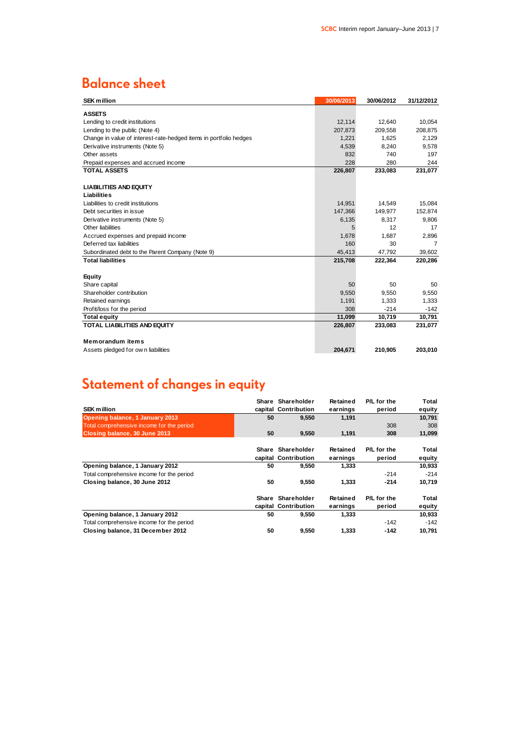## Balance sheet

| SEK million | 30/06/2013 | 30/06/2012 | 31/12/2012 |
|---|---|---|---|
| **ASSETS** | | | |
| Lending to credit institutions | 12,114 | 12,640 | 10,054 |
| Lending to the public (Note 4) | 207,873 | 209,558 | 208,875 |
| Change in value of interest-rate-hedged items in portfolio hedges | 1,221 | 1,625 | 2,129 |
| Derivative instruments (Note 5) | 4,539 | 8,240 | 9,578 |
| Other assets | 832 | 740 | 197 |
| Prepaid expenses and accrued income | 228 | 280 | 244 |
| **TOTAL ASSETS** | **226,807** | **233,083** | **231,077** |
| | | | |
| **LIABILITIES AND EQUITY** | | | |
| **Liabilities** | | | |
| Liabilities to credit institutions | 14,951 | 14,549 | 15,084 |
| Debt securities in issue | 147,366 | 149,977 | 152,874 |
| Derivative instruments (Note 5) | 6,135 | 8,317 | 9,806 |
| Other liabilities | 5 | 12 | 17 |
| Accrued expenses and prepaid income | 1,678 | 1,687 | 2,896 |
| Deferred tax liabilities | 160 | 30 | 7 |
| Subordinated debt to the Parent Company (Note 9) | 45,413 | 47,792 | 39,602 |
| **Total liabilities** | **215,708** | **222,364** | **220,286** |
| | | | |
| **Equity** | | | |
| Share capital | 50 | 50 | 50 |
| Shareholder contribution | 9,550 | 9,550 | 9,550 |
| Retained earnings | 1,191 | 1,333 | 1,333 |
| Profit/loss for the period | 308 | -214 | -142 |
| **Total equity** | **11,099** | **10,719** | **10,791** |
| **TOTAL LIABILITIES AND EQUITY** | **226,807** | **233,083** | **231,077** |
| | | | |
| **Memorandum items** | | | |
| Assets pledged for own liabilities | **204,671** | **210,905** | **203,010** |

## Statement of changes in equity

| SEK million | Share capital | Shareholder Contribution | Retained earnings | P/L for the period | Total equity |
|---|---|---|---|---|---|
| **Opening balance, 1 January 2013** | **50** | **9,550** | **1,191** | | **10,791** |
| Total comprehensive income for the period | | | | 308 | 308 |
| **Closing balance, 30 June 2013** | **50** | **9,550** | **1,191** | **308** | **11,099** |

| | Share capital | Shareholder Contribution | Retained earnings | P/L for the period | Total equity |
|---|---|---|---|---|---|
| **Opening balance, 1 January 2012** | **50** | **9,550** | **1,333** | | **10,933** |
| Total comprehensive income for the period | | | | -214 | -214 |
| **Closing balance, 30 June 2012** | **50** | **9,550** | **1,333** | **-214** | **10,719** |

| | Share capital | Shareholder Contribution | Retained earnings | P/L for the period | Total equity |
|---|---|---|---|---|---|
| **Opening balance, 1 January 2012** | **50** | **9,550** | **1,333** | | **10,933** |
| Total comprehensive income for the period | | | | -142 | -142 |
| **Closing balance, 31 December 2012** | **50** | **9,550** | **1,333** | **-142** | **10,791** |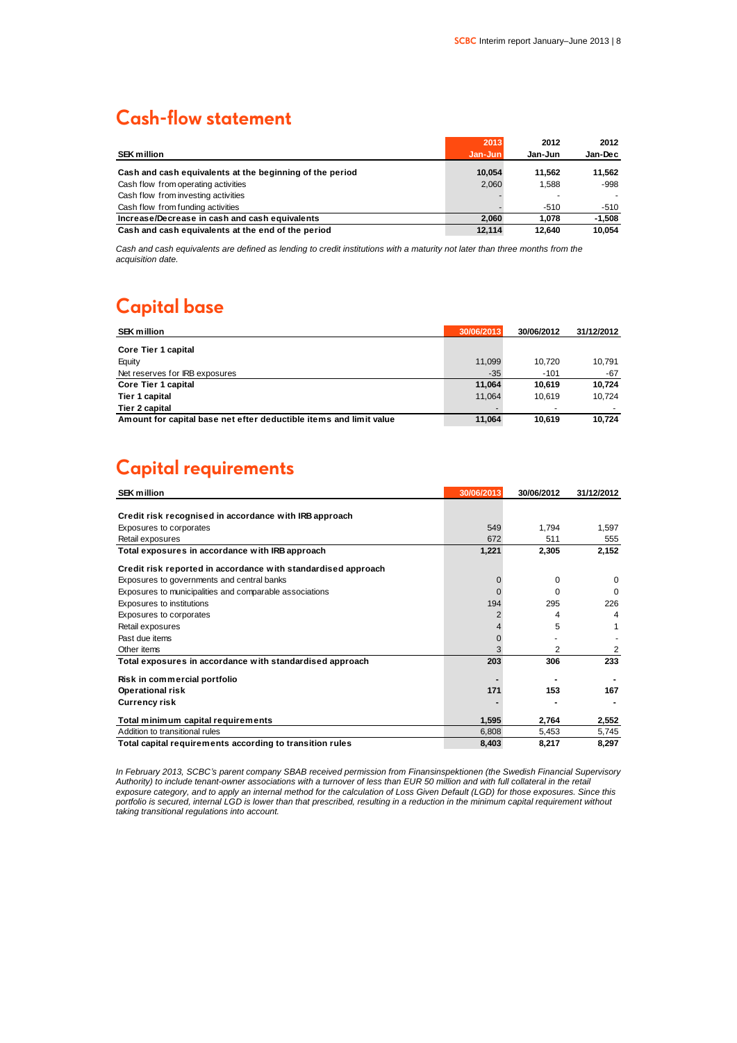## Cash-flow statement

| SEK million | 2013 Jan-Jun | 2012 Jan-Jun | 2012 Jan-Dec |
|---|---|---|---|
| **Cash and cash equivalents at the beginning of the period** | **10,054** | **11,562** | **11,562** |
| Cash flow from operating activities | 2,060 | 1,588 | -998 |
| Cash flow from investing activities | - | - | - |
| Cash flow from funding activities | - | -510 | -510 |
| **Increase/Decrease in cash and cash equivalents** | **2,060** | **1,078** | **-1,508** |
| **Cash and cash equivalents at the end of the period** | **12,114** | **12,640** | **10,054** |

*Cash and cash equivalents are defined as lending to credit institutions with a maturity not later than three months from the acquisition date.*

## Capital base

| SEK million | 30/06/2013 | 30/06/2012 | 31/12/2012 |
|---|---|---|---|
| **Core Tier 1 capital** | | | |
| Equity | 11,099 | 10,720 | 10,791 |
| Net reserves for IRB exposures | -35 | -101 | -67 |
| **Core Tier 1 capital** | **11,064** | **10,619** | **10,724** |
| **Tier 1 capital** | 11,064 | 10,619 | 10,724 |
| **Tier 2 capital** | - | - | - |
| **Amount for capital base net efter deductible items and limit value** | **11,064** | **10,619** | **10,724** |

## Capital requirements

| SEK million | 30/06/2013 | 30/06/2012 | 31/12/2012 |
|---|---|---|---|
| **Credit risk recognised in accordance with IRB approach** | | | |
| Exposures to corporates | 549 | 1,794 | 1,597 |
| Retail exposures | 672 | 511 | 555 |
| **Total exposures in accordance with IRB approach** | **1,221** | **2,305** | **2,152** |
| **Credit risk reported in accordance with standardised approach** | | | |
| Exposures to governments and central banks | 0 | 0 | 0 |
| Exposures to municipalities and comparable associations | 0 | 0 | 0 |
| Exposures to institutions | 194 | 295 | 226 |
| Exposures to corporates | 2 | 4 | 4 |
| Retail exposures | 4 | 5 | 1 |
| Past due items | 0 | - | - |
| Other items | 3 | 2 | 2 |
| **Total exposures in accordance with standardised approach** | **203** | **306** | **233** |
| **Risk in commercial portfolio** | **-** | **-** | **-** |
| **Operational risk** | **171** | **153** | **167** |
| **Currency risk** | **-** | **-** | **-** |
| **Total minimum capital requirements** | **1,595** | **2,764** | **2,552** |
| Addition to transitional rules | 6,808 | 5,453 | 5,745 |
| **Total capital requirements according to transition rules** | **8,403** | **8,217** | **8,297** |

*In February 2013, SCBC's parent company SBAB received permission from Finansinspektionen (the Swedish Financial Supervisory Authority) to include tenant-owner associations with a turnover of less than EUR 50 million and with full collateral in the retail exposure category, and to apply an internal method for the calculation of Loss Given Default (LGD) for those exposures. Since this portfolio is secured, internal LGD is lower than that prescribed, resulting in a reduction in the minimum capital requirement without taking transitional regulations into account.*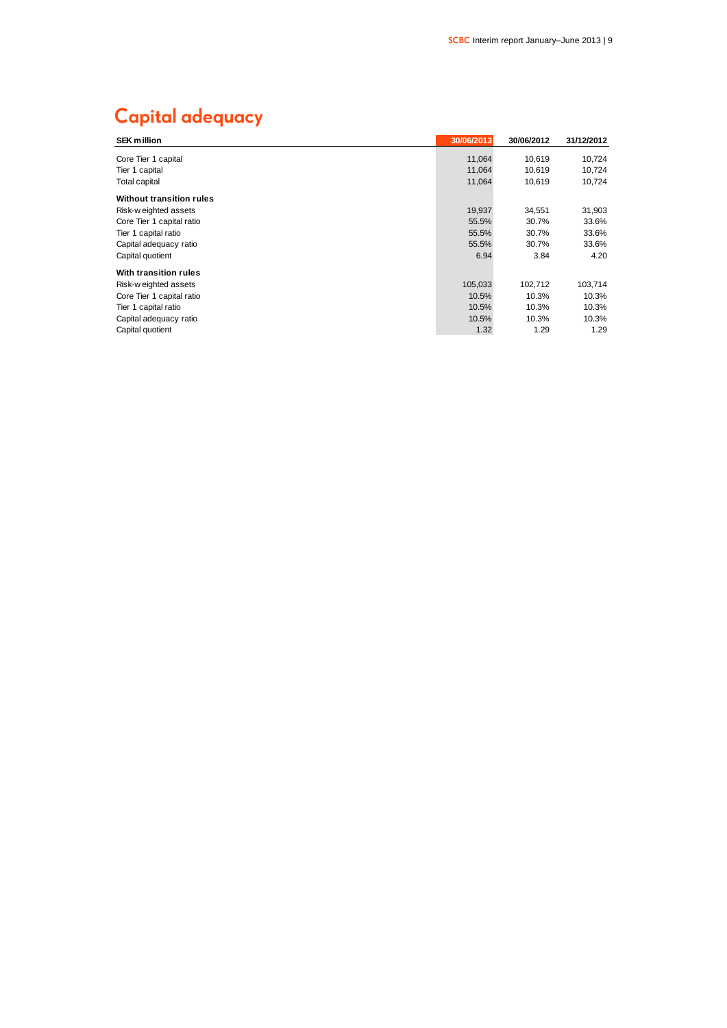# Capital adequacy

| SEK million | 30/06/2013 | 30/06/2012 | 31/12/2012 |
|---|---|---|---|
| Core Tier 1 capital | 11,064 | 10,619 | 10,724 |
| Tier 1 capital | 11,064 | 10,619 | 10,724 |
| Total capital | 11,064 | 10,619 | 10,724 |
| **Without transition rules** | | | |
| Risk-weighted assets | 19,937 | 34,551 | 31,903 |
| Core Tier 1 capital ratio | 55.5% | 30.7% | 33.6% |
| Tier 1 capital ratio | 55.5% | 30.7% | 33.6% |
| Capital adequacy ratio | 55.5% | 30.7% | 33.6% |
| Capital quotient | 6.94 | 3.84 | 4.20 |
| **With transition rules** | | | |
| Risk-weighted assets | 105,033 | 102,712 | 103,714 |
| Core Tier 1 capital ratio | 10.5% | 10.3% | 10.3% |
| Tier 1 capital ratio | 10.5% | 10.3% | 10.3% |
| Capital adequacy ratio | 10.5% | 10.3% | 10.3% |
| Capital quotient | 1.32 | 1.29 | 1.29 |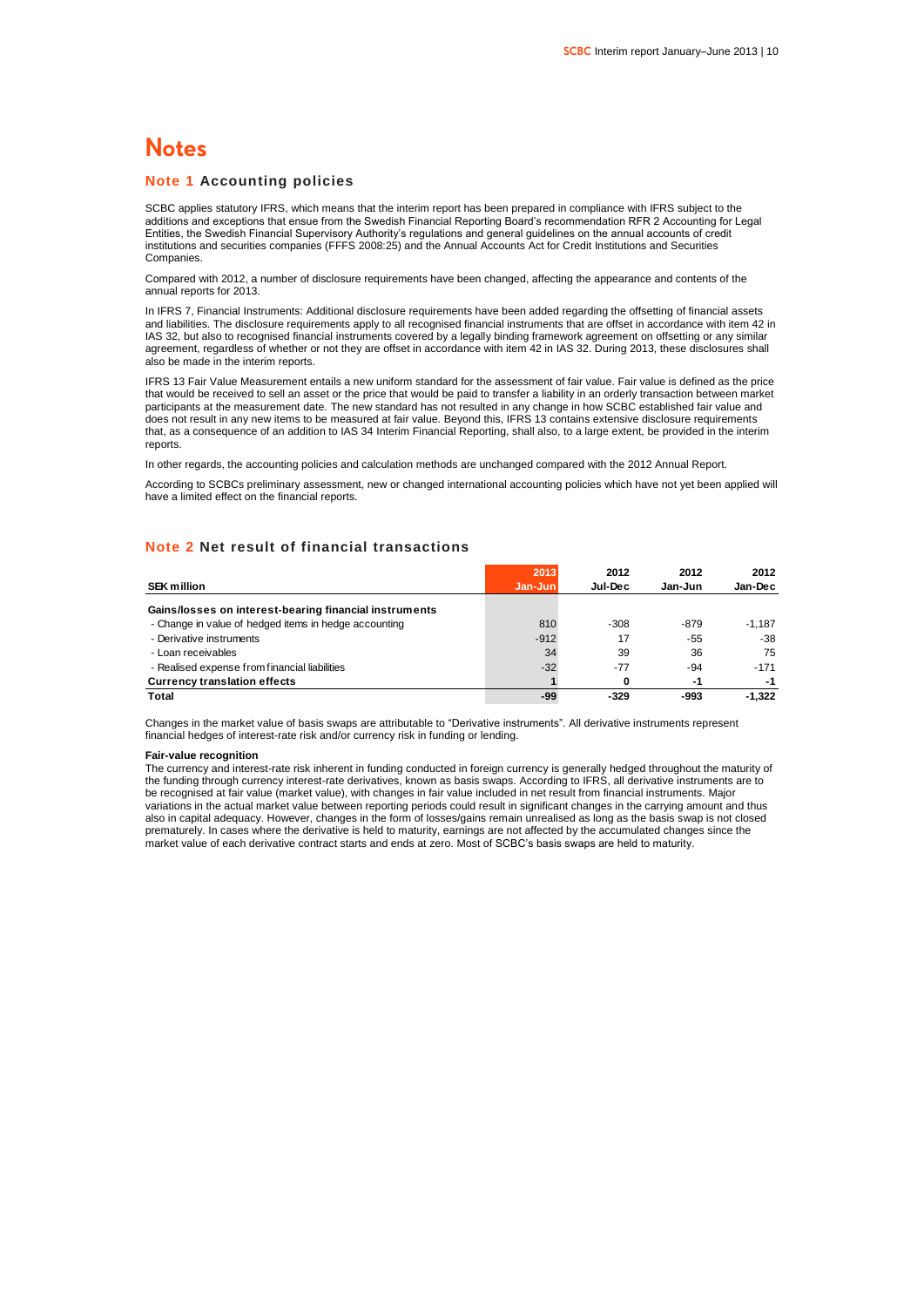# Notes

## Note 1 Accounting policies

SCBC applies statutory IFRS, which means that the interim report has been prepared in compliance with IFRS subject to the additions and exceptions that ensue from the Swedish Financial Reporting Board's recommendation RFR 2 Accounting for Legal Entities, the Swedish Financial Supervisory Authority's regulations and general guidelines on the annual accounts of credit institutions and securities companies (FFFS 2008:25) and the Annual Accounts Act for Credit Institutions and Securities Companies.

Compared with 2012, a number of disclosure requirements have been changed, affecting the appearance and contents of the annual reports for 2013.

In IFRS 7, Financial Instruments: Additional disclosure requirements have been added regarding the offsetting of financial assets and liabilities. The disclosure requirements apply to all recognised financial instruments that are offset in accordance with item 42 in IAS 32, but also to recognised financial instruments covered by a legally binding framework agreement on offsetting or any similar agreement, regardless of whether or not they are offset in accordance with item 42 in IAS 32. During 2013, these disclosures shall also be made in the interim reports.

IFRS 13 Fair Value Measurement entails a new uniform standard for the assessment of fair value. Fair value is defined as the price that would be received to sell an asset or the price that would be paid to transfer a liability in an orderly transaction between market participants at the measurement date. The new standard has not resulted in any change in how SCBC established fair value and does not result in any new items to be measured at fair value. Beyond this, IFRS 13 contains extensive disclosure requirements that, as a consequence of an addition to IAS 34 Interim Financial Reporting, shall also, to a large extent, be provided in the interim reports.

In other regards, the accounting policies and calculation methods are unchanged compared with the 2012 Annual Report.

According to SCBCs preliminary assessment, new or changed international accounting policies which have not yet been applied will have a limited effect on the financial reports.

## Note 2 Net result of financial transactions

| SEK million | 2013 Jan-Jun | 2012 Jul-Dec | 2012 Jan-Jun | 2012 Jan-Dec |
|---|---|---|---|---|
| **Gains/losses on interest-bearing financial instruments** | | | | |
| - Change in value of hedged items in hedge accounting | 810 | -308 | -879 | -1,187 |
| - Derivative instruments | -912 | 17 | -55 | -38 |
| - Loan receivables | 34 | 39 | 36 | 75 |
| - Realised expense from financial liabilities | -32 | -77 | -94 | -171 |
| **Currency translation effects** | **1** | **0** | **-1** | **-1** |
| **Total** | **-99** | **-329** | **-993** | **-1,322** |

Changes in the market value of basis swaps are attributable to "Derivative instruments". All derivative instruments represent financial hedges of interest-rate risk and/or currency risk in funding or lending.

**Fair-value recognition**

The currency and interest-rate risk inherent in funding conducted in foreign currency is generally hedged throughout the maturity of the funding through currency interest-rate derivatives, known as basis swaps. According to IFRS, all derivative instruments are to be recognised at fair value (market value), with changes in fair value included in net result from financial instruments. Major variations in the actual market value between reporting periods could result in significant changes in the carrying amount and thus also in capital adequacy. However, changes in the form of losses/gains remain unrealised as long as the basis swap is not closed prematurely. In cases where the derivative is held to maturity, earnings are not affected by the accumulated changes since the market value of each derivative contract starts and ends at zero. Most of SCBC's basis swaps are held to maturity.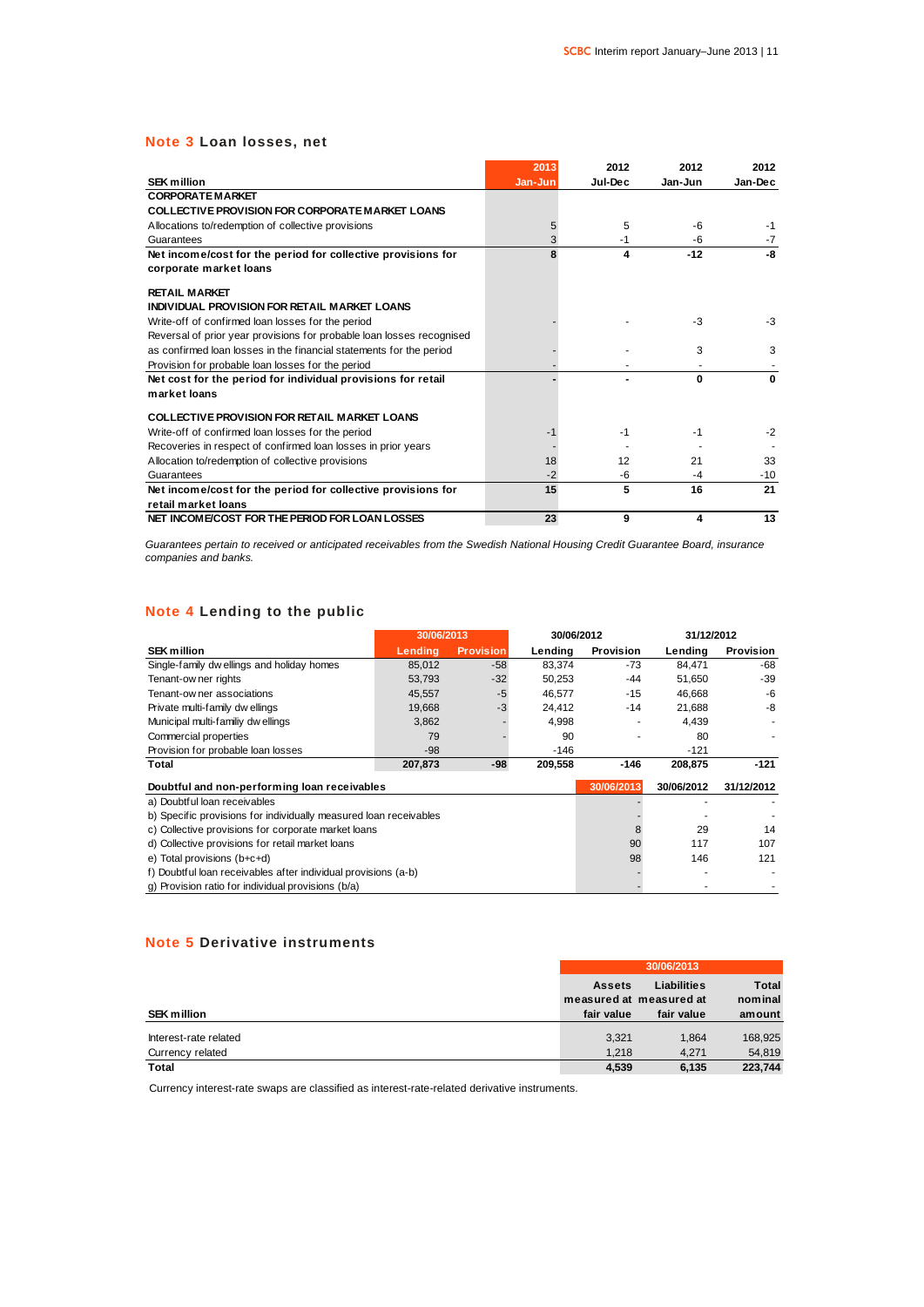## Note 3 Loan losses, net

| SEK million | 2013 Jan-Jun | 2012 Jul-Dec | 2012 Jan-Jun | 2012 Jan-Dec |
|---|---|---|---|---|
| **CORPORATE MARKET** | | | | |
| **COLLECTIVE PROVISION FOR CORPORATE MARKET LOANS** | | | | |
| Allocations to/redemption of collective provisions | 5 | 5 | -6 | -1 |
| Guarantees | 3 | -1 | -6 | -7 |
| **Net income/cost for the period for collective provisions for corporate market loans** | **8** | **4** | **-12** | **-8** |
| **RETAIL MARKET** | | | | |
| **INDIVIDUAL PROVISION FOR RETAIL MARKET LOANS** | | | | |
| Write-off of confirmed loan losses for the period | - | - | -3 | -3 |
| Reversal of prior year provisions for probable loan losses recognised as confirmed loan losses in the financial statements for the period | - | - | 3 | 3 |
| Provision for probable loan losses for the period | - | - | - | - |
| **Net cost for the period for individual provisions for retail market loans** | **-** | **-** | **0** | **0** |
| **COLLECTIVE PROVISION FOR RETAIL MARKET LOANS** | | | | |
| Write-off of confirmed loan losses for the period | -1 | -1 | -1 | -2 |
| Recoveries in respect of confirmed loan losses in prior years | - | - | - | - |
| Allocation to/redemption of collective provisions | 18 | 12 | 21 | 33 |
| Guarantees | -2 | -6 | -4 | -10 |
| **Net income/cost for the period for collective provisions for retail market loans** | **15** | **5** | **16** | **21** |
| **NET INCOME/COST FOR THE PERIOD FOR LOAN LOSSES** | **23** | **9** | **4** | **13** |

*Guarantees pertain to received or anticipated receivables from the Swedish National Housing Credit Guarantee Board, insurance companies and banks.*

## Note 4 Lending to the public

| | 30/06/2013 | | 30/06/2012 | | 31/12/2012 | |
|---|---|---|---|---|---|---|
| **SEK million** | **Lending** | **Provision** | **Lending** | **Provision** | **Lending** | **Provision** |
| Single-family dwellings and holiday homes | 85,012 | -58 | 83,374 | -73 | 84,471 | -68 |
| Tenant-owner rights | 53,793 | -32 | 50,253 | -44 | 51,650 | -39 |
| Tenant-owner associations | 45,557 | -5 | 46,577 | -15 | 46,668 | -6 |
| Private multi-family dwellings | 19,668 | -3 | 24,412 | -14 | 21,688 | -8 |
| Municipal multi-familiy dwellings | 3,862 | - | 4,998 | - | 4,439 | - |
| Commercial properties | 79 | - | 90 | - | 80 | - |
| Provision for probable loan losses | -98 | | -146 | | -121 | |
| **Total** | **207,873** | **-98** | **209,558** | **-146** | **208,875** | **-121** |

| **Doubtful and non-performing loan receivables** | **30/06/2013** | **30/06/2012** | **31/12/2012** |
|---|---|---|---|
| a) Doubtful loan receivables | - | - | - |
| b) Specific provisions for individually measured loan receivables | - | - | - |
| c) Collective provisions for corporate market loans | 8 | 29 | 14 |
| d) Collective provisions for retail market loans | 90 | 117 | 107 |
| e) Total provisions (b+c+d) | 98 | 146 | 121 |
| f) Doubtful loan receivables after individual provisions (a-b) | - | - | - |
| g) Provision ratio for individual provisions (b/a) | - | - | - |

## Note 5 Derivative instruments

| | 30/06/2013 | | |
|---|---|---|---|
| **SEK million** | **Assets measured at fair value** | **Liabilities measured at fair value** | **Total nominal amount** |
| Interest-rate related | 3,321 | 1,864 | 168,925 |
| Currency related | 1,218 | 4,271 | 54,819 |
| **Total** | **4,539** | **6,135** | **223,744** |

Currency interest-rate swaps are classified as interest-rate-related derivative instruments.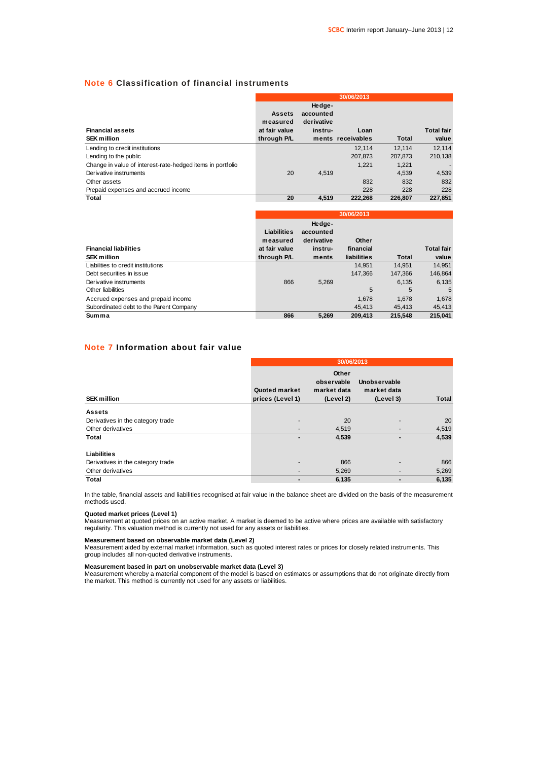## Note 6 Classification of financial instruments

| Financial assets<br>SEK million | 30/06/2013<br>Assets measured at fair value through P/L | Hedge-accounted derivative instru-ments | Loan receivables | Total | Total fair value |
|---|---|---|---|---|---|
| Lending to credit institutions | | | 12,114 | 12,114 | 12,114 |
| Lending to the public | | | 207,873 | 207,873 | 210,138 |
| Change in value of interest-rate-hedged items in portfolio | | | 1,221 | 1,221 | - |
| Derivative instruments | 20 | 4,519 | | 4,539 | 4,539 |
| Other assets | | | 832 | 832 | 832 |
| Prepaid expenses and accrued income | | | 228 | 228 | 228 |
| **Total** | **20** | **4,519** | **222,268** | **226,807** | **227,851** |

| Financial liabilities<br>SEK million | 30/06/2013<br>Liabilities measured at fair value through P/L | Hedge-accounted derivative instru-ments | Other financial liabilities | Total | Total fair value |
|---|---|---|---|---|---|
| Liabilities to credit institutions | | | 14,951 | 14,951 | 14,951 |
| Debt securities in issue | | | 147,366 | 147,366 | 146,864 |
| Derivative instruments | 866 | 5,269 | | 6,135 | 6,135 |
| Other liabilities | | | 5 | 5 | 5 |
| Accrued expenses and prepaid income | | | 1,678 | 1,678 | 1,678 |
| Subordinated debt to the Parent Company | | | 45,413 | 45,413 | 45,413 |
| **Summa** | **866** | **5,269** | **209,413** | **215,548** | **215,041** |

## Note 7 Information about fair value

| SEK million | 30/06/2013<br>Quoted market prices (Level 1) | Other observable market data (Level 2) | Unobservable market data (Level 3) | Total |
|---|---|---|---|---|
| **Assets** | | | | |
| Derivatives in the category trade | - | 20 | - | 20 |
| Other derivatives | - | 4,519 | - | 4,519 |
| **Total** | **-** | **4,539** | **-** | **4,539** |
| | | | | |
| **Liabilities** | | | | |
| Derivatives in the category trade | - | 866 | - | 866 |
| Other derivatives | - | 5,269 | - | 5,269 |
| **Total** | **-** | **6,135** | **-** | **6,135** |

In the table, financial assets and liabilities recognised at fair value in the balance sheet are divided on the basis of the measurement methods used.

**Quoted market prices (Level 1)**
Measurement at quoted prices on an active market. A market is deemed to be active where prices are available with satisfactory regularity. This valuation method is currently not used for any assets or liabilities.

**Measurement based on observable market data (Level 2)**
Measurement aided by external market information, such as quoted interest rates or prices for closely related instruments. This group includes all non-quoted derivative instruments.

**Measurement based in part on unobservable market data (Level 3)**
Measurement whereby a material component of the model is based on estimates or assumptions that do not originate directly from the market. This method is currently not used for any assets or liabilities.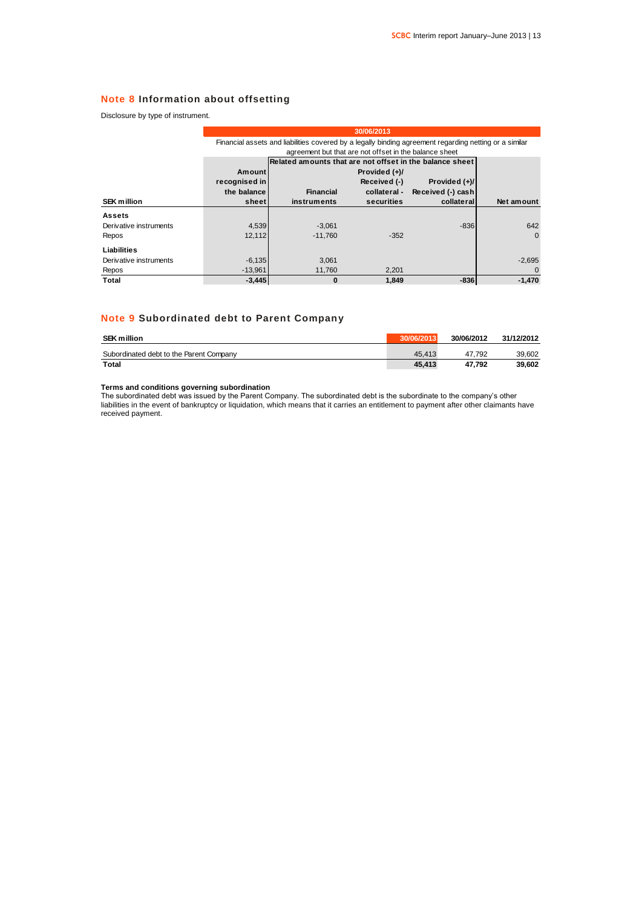## Note 8 Information about offsetting

Disclosure by type of instrument.

| SEK million | 30/06/2013 | | | | |
|---|---|---|---|---|---|
| | Financial assets and liabilities covered by a legally binding agreement regarding netting or a similar agreement but that are not offset in the balance sheet | | | | |
| | | Related amounts that are not offset in the balance sheet | | | |
| | Amount recognised in the balance sheet | Financial instruments | Provided (+)/ Received (-) collateral - securities | Provided (+)/ Received (-) cash collateral | Net amount |
| **Assets** | | | | | |
| Derivative instruments | 4,539 | -3,061 | | -836 | 642 |
| Repos | 12,112 | -11,760 | -352 | | 0 |
| **Liabilities** | | | | | |
| Derivative instruments | -6,135 | 3,061 | | | -2,695 |
| Repos | -13,961 | 11,760 | 2,201 | | 0 |
| **Total** | **-3,445** | **0** | **1,849** | **-836** | **-1,470** |

## Note 9 Subordinated debt to Parent Company

| SEK million | 30/06/2013 | 30/06/2012 | 31/12/2012 |
|---|---|---|---|
| Subordinated debt to the Parent Company | 45,413 | 47,792 | 39,602 |
| **Total** | **45,413** | **47,792** | **39,602** |

**Terms and conditions governing subordination**

The subordinated debt was issued by the Parent Company. The subordinated debt is the subordinate to the company's other liabilities in the event of bankruptcy or liquidation, which means that it carries an entitlement to payment after other claimants have received payment.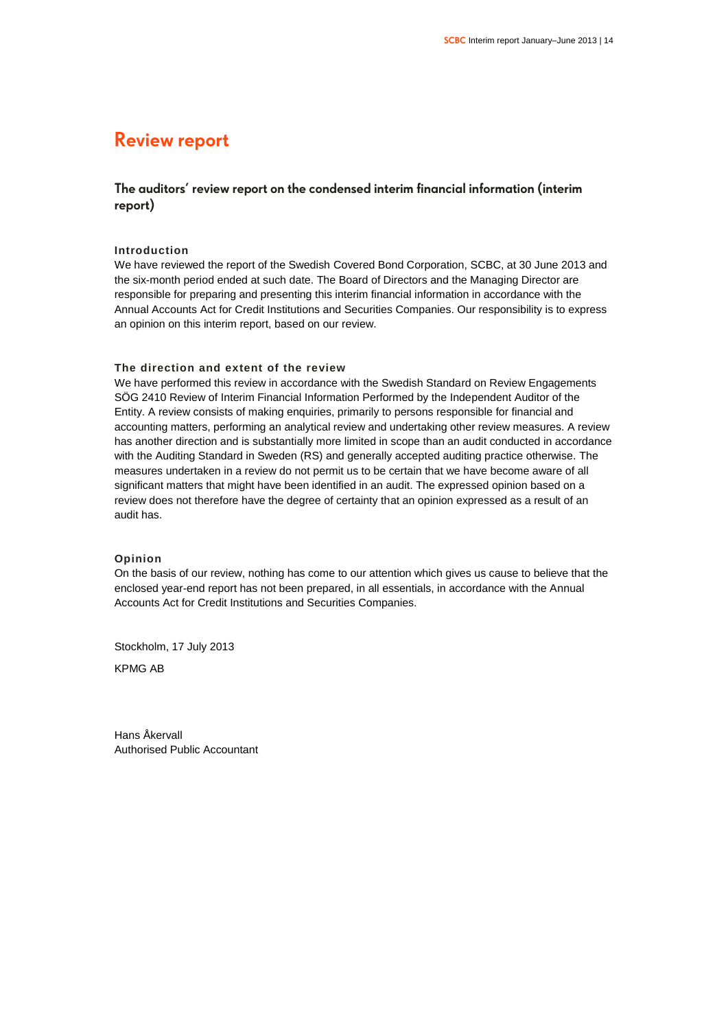# Review report

## The auditors' review report on the condensed interim financial information (interim report)

### Introduction

We have reviewed the report of the Swedish Covered Bond Corporation, SCBC, at 30 June 2013 and the six-month period ended at such date. The Board of Directors and the Managing Director are responsible for preparing and presenting this interim financial information in accordance with the Annual Accounts Act for Credit Institutions and Securities Companies. Our responsibility is to express an opinion on this interim report, based on our review.

### The direction and extent of the review

We have performed this review in accordance with the Swedish Standard on Review Engagements SÖG 2410 Review of Interim Financial Information Performed by the Independent Auditor of the Entity. A review consists of making enquiries, primarily to persons responsible for financial and accounting matters, performing an analytical review and undertaking other review measures. A review has another direction and is substantially more limited in scope than an audit conducted in accordance with the Auditing Standard in Sweden (RS) and generally accepted auditing practice otherwise. The measures undertaken in a review do not permit us to be certain that we have become aware of all significant matters that might have been identified in an audit. The expressed opinion based on a review does not therefore have the degree of certainty that an opinion expressed as a result of an audit has.

### Opinion

On the basis of our review, nothing has come to our attention which gives us cause to believe that the enclosed year-end report has not been prepared, in all essentials, in accordance with the Annual Accounts Act for Credit Institutions and Securities Companies.

Stockholm, 17 July 2013

KPMG AB

Hans Åkervall
Authorised Public Accountant